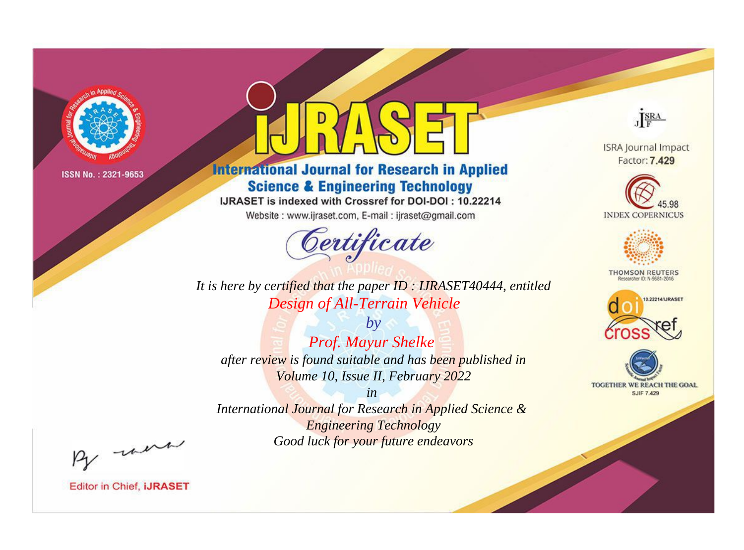ISSN No. : 2321-9653

# IJRASET

## International Journal for Research in Applied Science & Engineering Technology

IJRASET is indexed with Crossref for DOI-DOI : 10.22214

Website : www.ijraset.com, E-mail : ijraset@gmail.com

ISRA Journal Impact Factor: **7.429**

45.98 INDEX COPERNICUS

THOMSON REUTERS Researcher ID: N-9681-2016

10.22214/IJRASET

TOGETHER WE REACH THE GOAL SJIF 7.429

# *Certificate*

*It is here by certified that the paper ID : IJRASET40444, entitled*

*Design of All-Terrain Vehicle*

*by*

*Prof. Mayur Shelke*

*after review is found suitable and has been published in*

*Volume 10, Issue II, February 2022*

*in*

*International Journal for Research in Applied Science & Engineering Technology*

*Good luck for your future endeavors*

Editor in Chief, **iJRASET**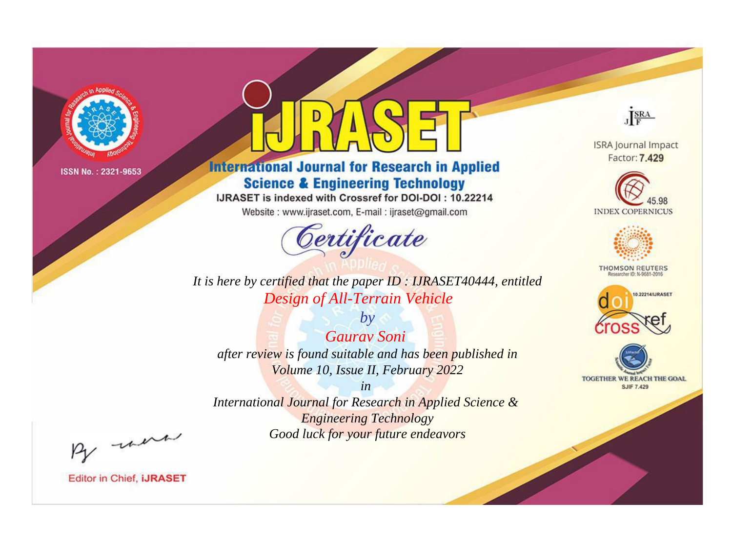ISSN No. : 2321-9653

# iJRASET

## International Journal for Research in Applied Science & Engineering Technology

IJRASET is indexed with Crossref for DOI-DOI : 10.22214

Website : www.ijraset.com, E-mail : ijraset@gmail.com

ISRA Journal Impact Factor: **7.429**

45.98 INDEX COPERNICUS

THOMSON REUTERS Researcher ID: N-9681-2016

10.22214/IJRASET

TOGETHER WE REACH THE GOAL SJIF 7.429

# *Certificate*

*It is here by certified that the paper ID : IJRASET40444, entitled*

*Design of All-Terrain Vehicle*

*by*

*Gaurav Soni*

*after review is found suitable and has been published in*

*Volume 10, Issue II, February 2022*

*in*

*International Journal for Research in Applied Science & Engineering Technology*

*Good luck for your future endeavors*

Editor in Chief, **iJRASET**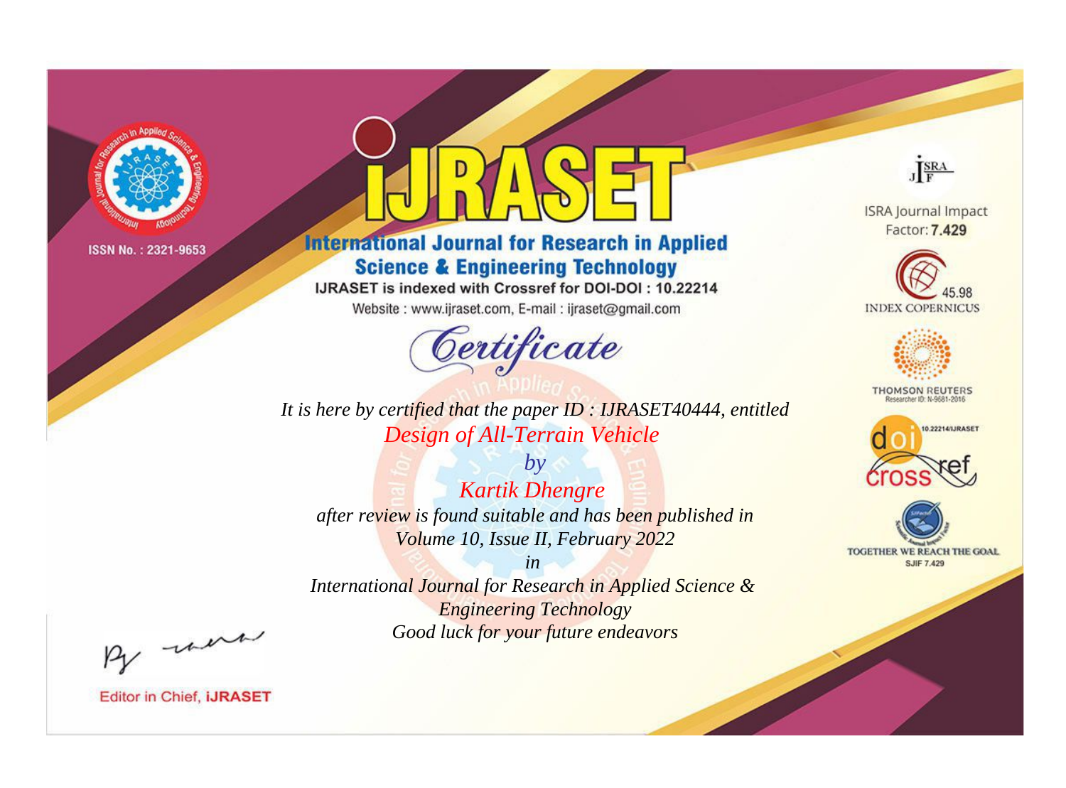ISSN No. : 2321-9653

# iJRASET

## International Journal for Research in Applied Science & Engineering Technology

IJRASET is indexed with Crossref for DOI-DOI : 10.22214

Website : www.ijraset.com, E-mail : ijraset@gmail.com

*Certificate*

*It is here by certified that the paper ID : IJRASET40444, entitled*

*Design of All-Terrain Vehicle*

*by*

*Kartik Dhengre*

*after review is found suitable and has been published in*

*Volume 10, Issue II, February 2022*

*in*

*International Journal for Research in Applied Science & Engineering Technology*

*Good luck for your future endeavors*

ISRA Journal Impact Factor: **7.429**

45.98 INDEX COPERNICUS

THOMSON REUTERS Researcher ID: N-9681-2016

10.22214/IJRASET

TOGETHER WE REACH THE GOAL SJIF 7.429

Editor in Chief, **iJRASET**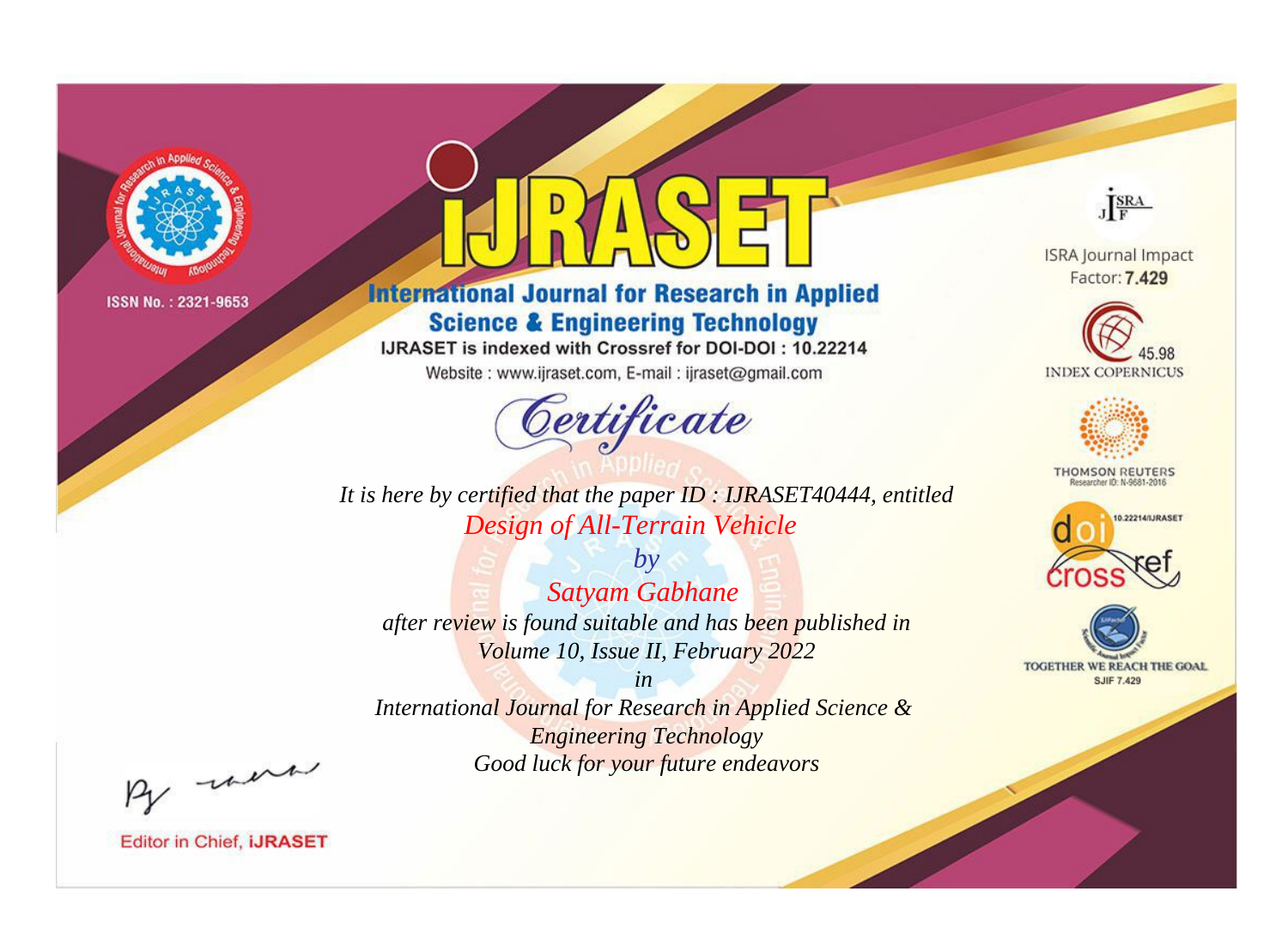ISSN No. : 2321-9653

# iJRASET

## International Journal for Research in Applied Science & Engineering Technology

IJRASET is indexed with Crossref for DOI-DOI : 10.22214

Website : www.ijraset.com, E-mail : ijraset@gmail.com

ISRA Journal Impact Factor: **7.429**

45.98 INDEX COPERNICUS

THOMSON REUTERS Researcher ID: N-9681-2016

10.22214/IJRASET

TOGETHER WE REACH THE GOAL SJIF 7.429

# *Certificate*

*It is here by certified that the paper ID : IJRASET40444, entitled*

*Design of All-Terrain Vehicle*

*by*

*Satyam Gabhane*

*after review is found suitable and has been published in*

*Volume 10, Issue II, February 2022*

*in*

*International Journal for Research in Applied Science & Engineering Technology*

*Good luck for your future endeavors*

Editor in Chief, **iJRASET**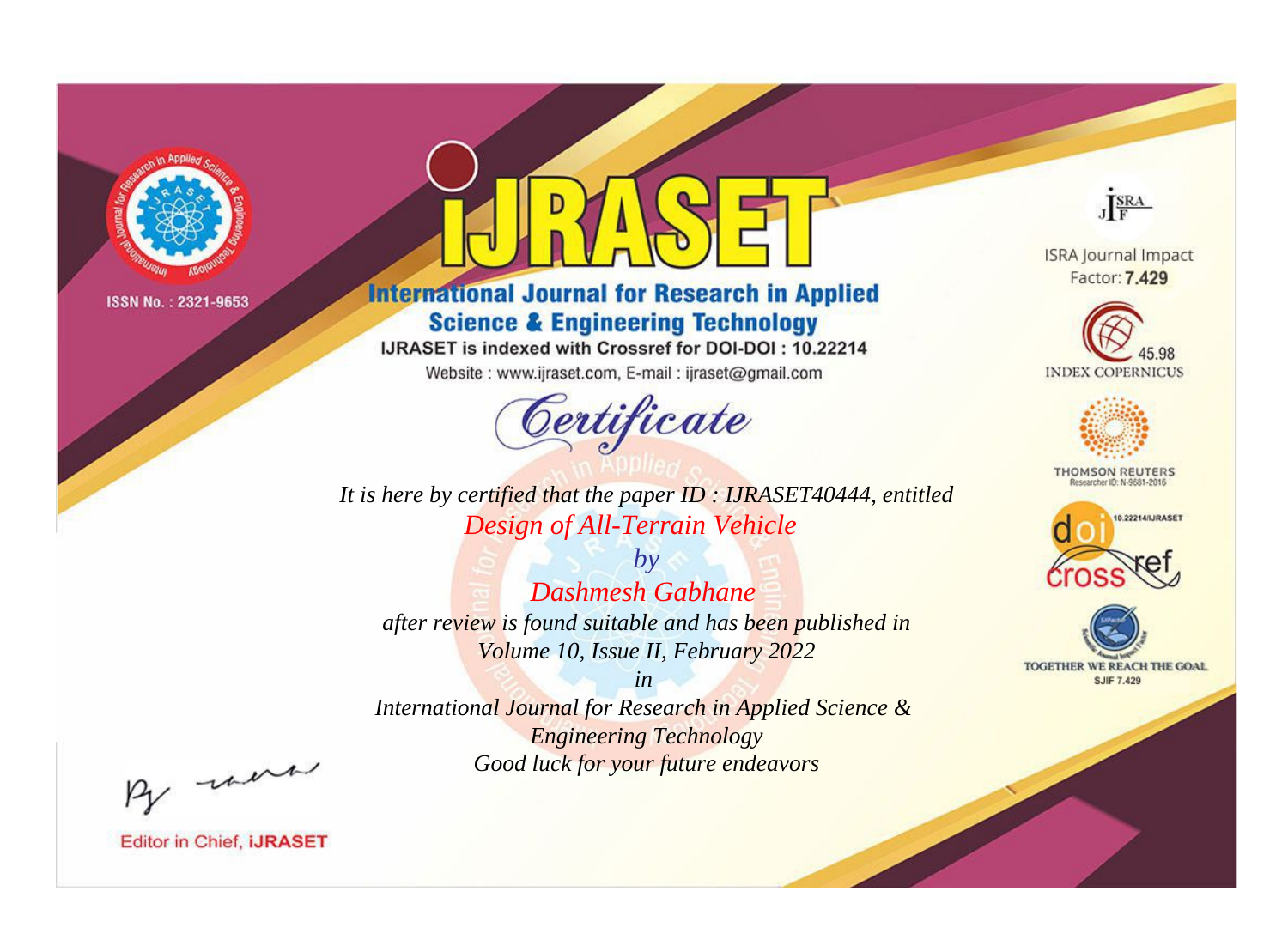ISSN No. : 2321-9653

# IJRASET

## International Journal for Research in Applied Science & Engineering Technology

IJRASET is indexed with Crossref for DOI-DOI : 10.22214

Website : www.ijraset.com, E-mail : ijraset@gmail.com

ISRA Journal Impact Factor: **7.429**

45.98 INDEX COPERNICUS

THOMSON REUTERS Researcher ID: N-9681-2016

10.22214/IJRASET

TOGETHER WE REACH THE GOAL SJIF 7.429

# *Certificate*

*It is here by certified that the paper ID : IJRASET40444, entitled*

*Design of All-Terrain Vehicle*

*by*

*Dashmesh Gabhane*

*after review is found suitable and has been published in*

*Volume 10, Issue II, February 2022*

*in*

*International Journal for Research in Applied Science & Engineering Technology*

*Good luck for your future endeavors*

Editor in Chief, **iJRASET**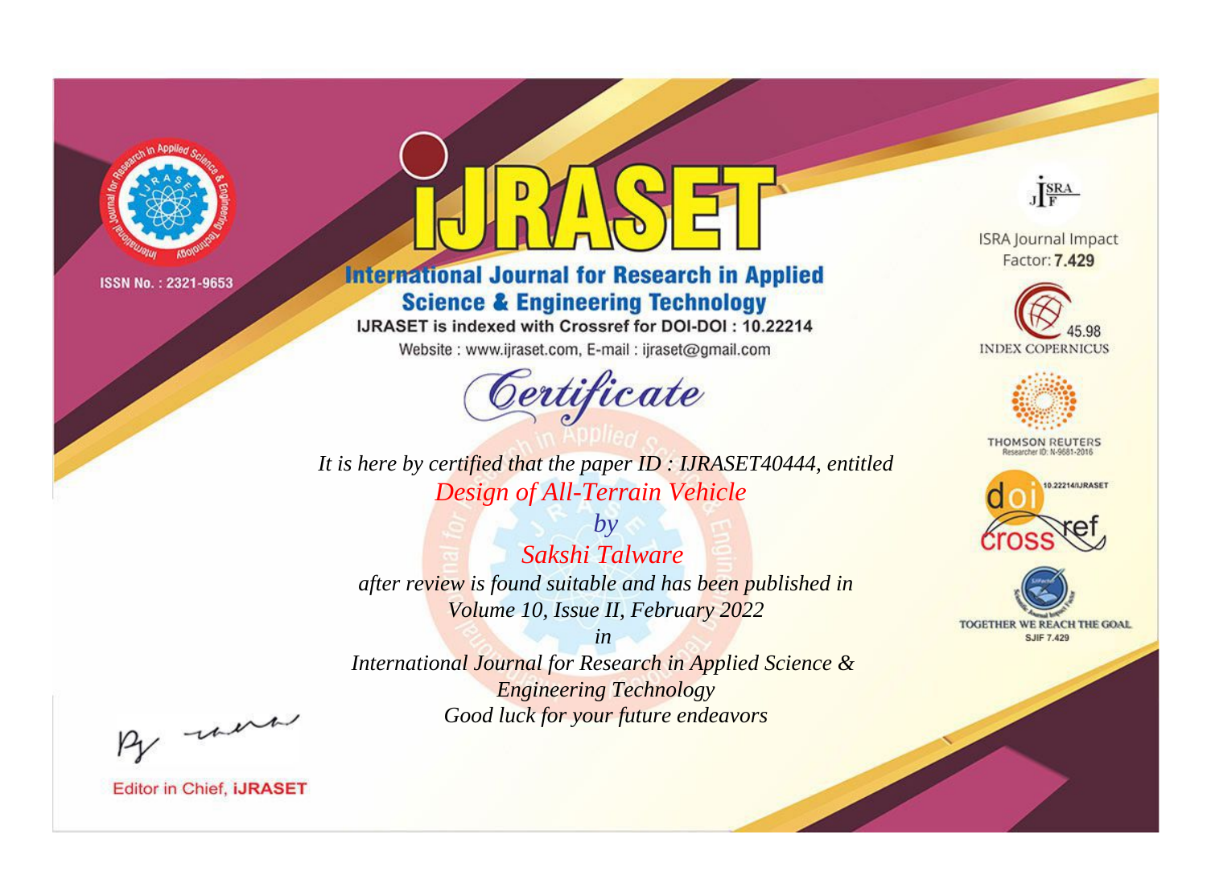ISSN No. : 2321-9653

# IJRASET

## International Journal for Research in Applied Science & Engineering Technology

IJRASET is indexed with Crossref for DOI-DOI : 10.22214

Website : www.ijraset.com, E-mail : ijraset@gmail.com

ISRA Journal Impact Factor: **7.429**

45.98 INDEX COPERNICUS

THOMSON REUTERS Researcher ID: N-9681-2016

10.22214/IJRASET

TOGETHER WE REACH THE GOAL SJIF 7.429

# *Certificate*

*It is here by certified that the paper ID : IJRASET40444, entitled*

*Design of All-Terrain Vehicle*

*by*

*Sakshi Talware*

*after review is found suitable and has been published in*

*Volume 10, Issue II, February 2022*

*in*

*International Journal for Research in Applied Science & Engineering Technology*

*Good luck for your future endeavors*

Editor in Chief, **iJRASET**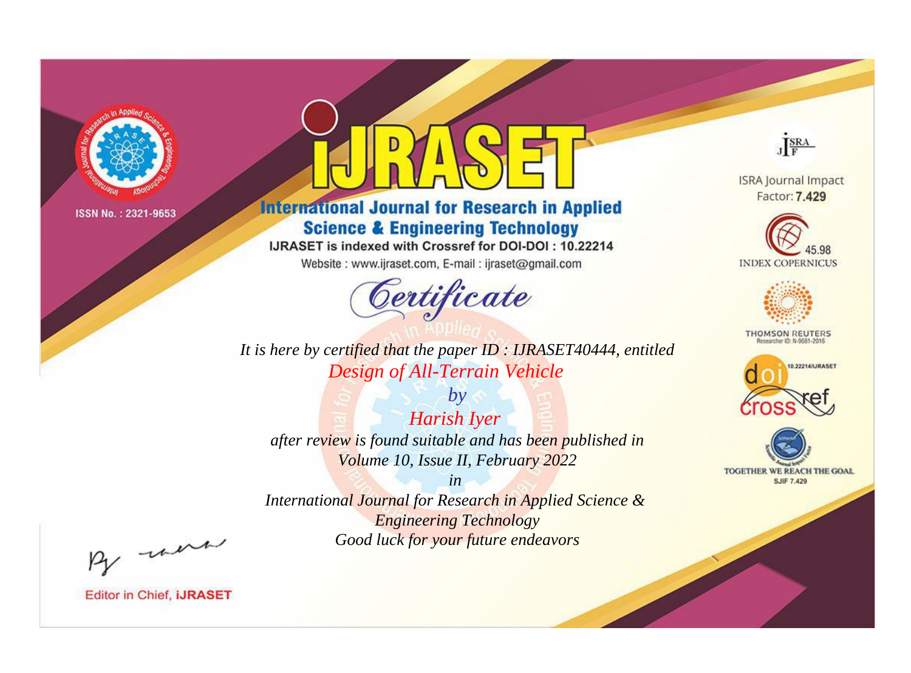ISSN No. : 2321-9653

# iJRASET

## International Journal for Research in Applied Science & Engineering Technology

IJRASET is indexed with Crossref for DOI-DOI : 10.22214

Website : www.ijraset.com, E-mail : ijraset@gmail.com

*Certificate*

ISRA Journal Impact Factor: **7.429**

45.98 INDEX COPERNICUS

THOMSON REUTERS Researcher ID: N-9681-2016

10.22214/IJRASET

TOGETHER WE REACH THE GOAL SJIF 7.429

*It is here by certified that the paper ID : IJRASET40444, entitled*

*Design of All-Terrain Vehicle*

*by*

*Harish Iyer*

*after review is found suitable and has been published in*

*Volume 10, Issue II, February 2022*

*in*

*International Journal for Research in Applied Science & Engineering Technology*

*Good luck for your future endeavors*

Editor in Chief, **iJRASET**